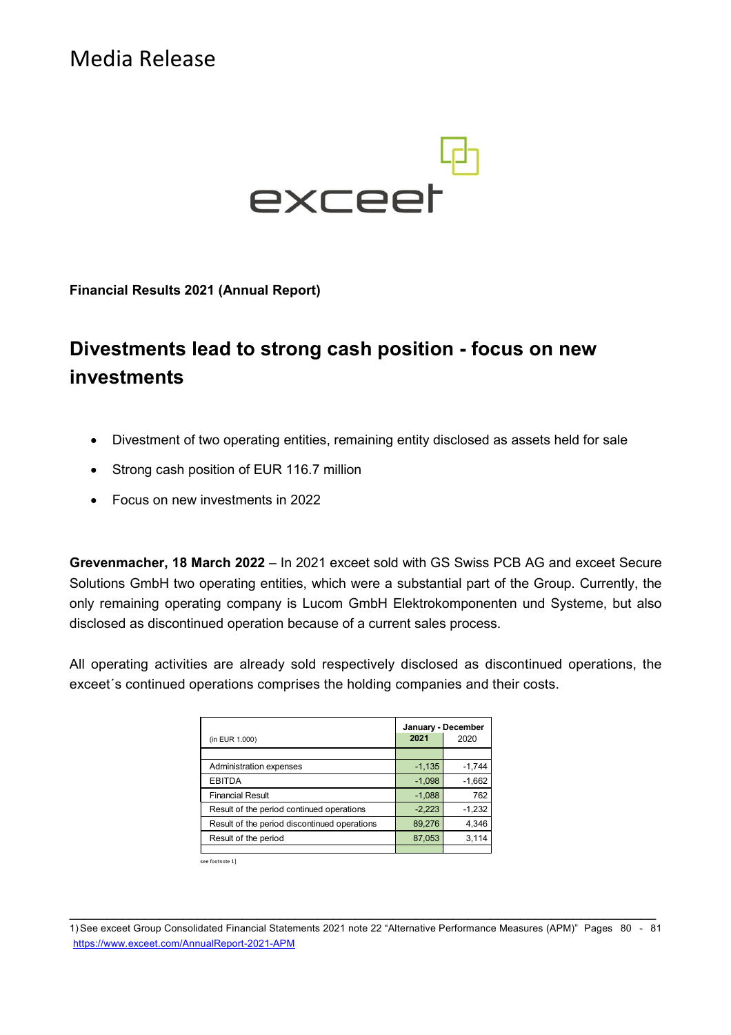# Media Release

**Financial Results 2021 (Annual Report)**

## Divestments lead to strong cash position - focus on new investments

- Divestment of two operating entities, remaining entity disclosed as assets held for sale
- Strong cash position of EUR 116.7 million
- Focus on new investments in 2022

**Grevenmacher, 18 March 2022** – In 2021 exceet sold with GS Swiss PCB AG and exceet Secure Solutions GmbH two operating entities, which were a substantial part of the Group. Currently, the only remaining operating company is Lucom GmbH Elektrokomponenten und Systeme, but also disclosed as discontinued operation because of a current sales process.

All operating activities are already sold respectively disclosed as discontinued operations, the exceet´s continued operations comprises the holding companies and their costs.

| (in EUR 1.000) | January - December | |
|---|---|---|
| | **2021** | 2020 |
| Administration expenses | -1,135 | -1,744 |
| EBITDA | -1,098 | -1,662 |
| Financial Result | -1,088 | 762 |
| Result of the period continued operations | -2,223 | -1,232 |
| Result of the period discontinued operations | 89,276 | 4,346 |
| Result of the period | 87,053 | 3,114 |

see footnote 1)

1) See exceet Group Consolidated Financial Statements 2021 note 22 "Alternative Performance Measures (APM)" Pages 80 - 81 https://www.exceet.com/AnnualReport-2021-APM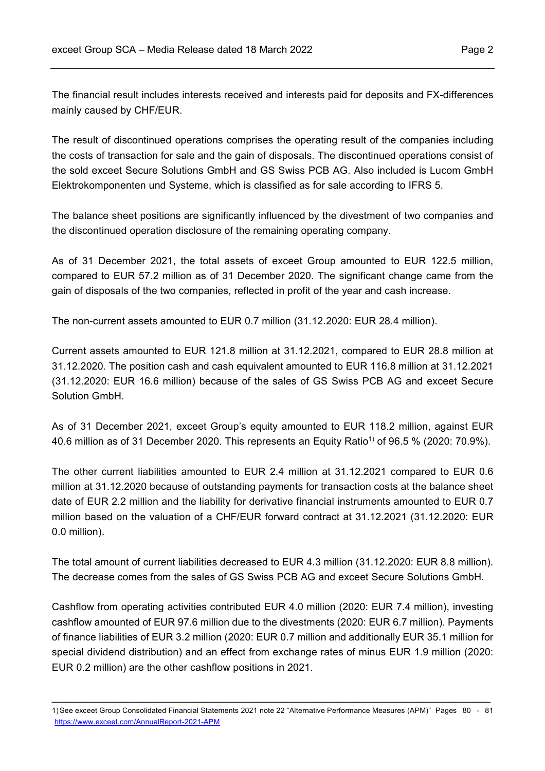The financial result includes interests received and interests paid for deposits and FX-differences mainly caused by CHF/EUR.

The result of discontinued operations comprises the operating result of the companies including the costs of transaction for sale and the gain of disposals. The discontinued operations consist of the sold exceet Secure Solutions GmbH and GS Swiss PCB AG. Also included is Lucom GmbH Elektrokomponenten und Systeme, which is classified as for sale according to IFRS 5.

The balance sheet positions are significantly influenced by the divestment of two companies and the discontinued operation disclosure of the remaining operating company.

As of 31 December 2021, the total assets of exceet Group amounted to EUR 122.5 million, compared to EUR 57.2 million as of 31 December 2020. The significant change came from the gain of disposals of the two companies, reflected in profit of the year and cash increase.

The non-current assets amounted to EUR 0.7 million (31.12.2020: EUR 28.4 million).

Current assets amounted to EUR 121.8 million at 31.12.2021, compared to EUR 28.8 million at 31.12.2020. The position cash and cash equivalent amounted to EUR 116.8 million at 31.12.2021 (31.12.2020: EUR 16.6 million) because of the sales of GS Swiss PCB AG and exceet Secure Solution GmbH.

As of 31 December 2021, exceet Group's equity amounted to EUR 118.2 million, against EUR 40.6 million as of 31 December 2020. This represents an Equity Ratio[1)] of 96.5 % (2020: 70.9%).

The other current liabilities amounted to EUR 2.4 million at 31.12.2021 compared to EUR 0.6 million at 31.12.2020 because of outstanding payments for transaction costs at the balance sheet date of EUR 2.2 million and the liability for derivative financial instruments amounted to EUR 0.7 million based on the valuation of a CHF/EUR forward contract at 31.12.2021 (31.12.2020: EUR 0.0 million).

The total amount of current liabilities decreased to EUR 4.3 million (31.12.2020: EUR 8.8 million). The decrease comes from the sales of GS Swiss PCB AG and exceet Secure Solutions GmbH.

Cashflow from operating activities contributed EUR 4.0 million (2020: EUR 7.4 million), investing cashflow amounted of EUR 97.6 million due to the divestments (2020: EUR 6.7 million). Payments of finance liabilities of EUR 3.2 million (2020: EUR 0.7 million and additionally EUR 35.1 million for special dividend distribution) and an effect from exchange rates of minus EUR 1.9 million (2020: EUR 0.2 million) are the other cashflow positions in 2021.

---

1) See exceet Group Consolidated Financial Statements 2021 note 22 "Alternative Performance Measures (APM)" Pages 80 - 81 https://www.exceet.com/AnnualReport-2021-APM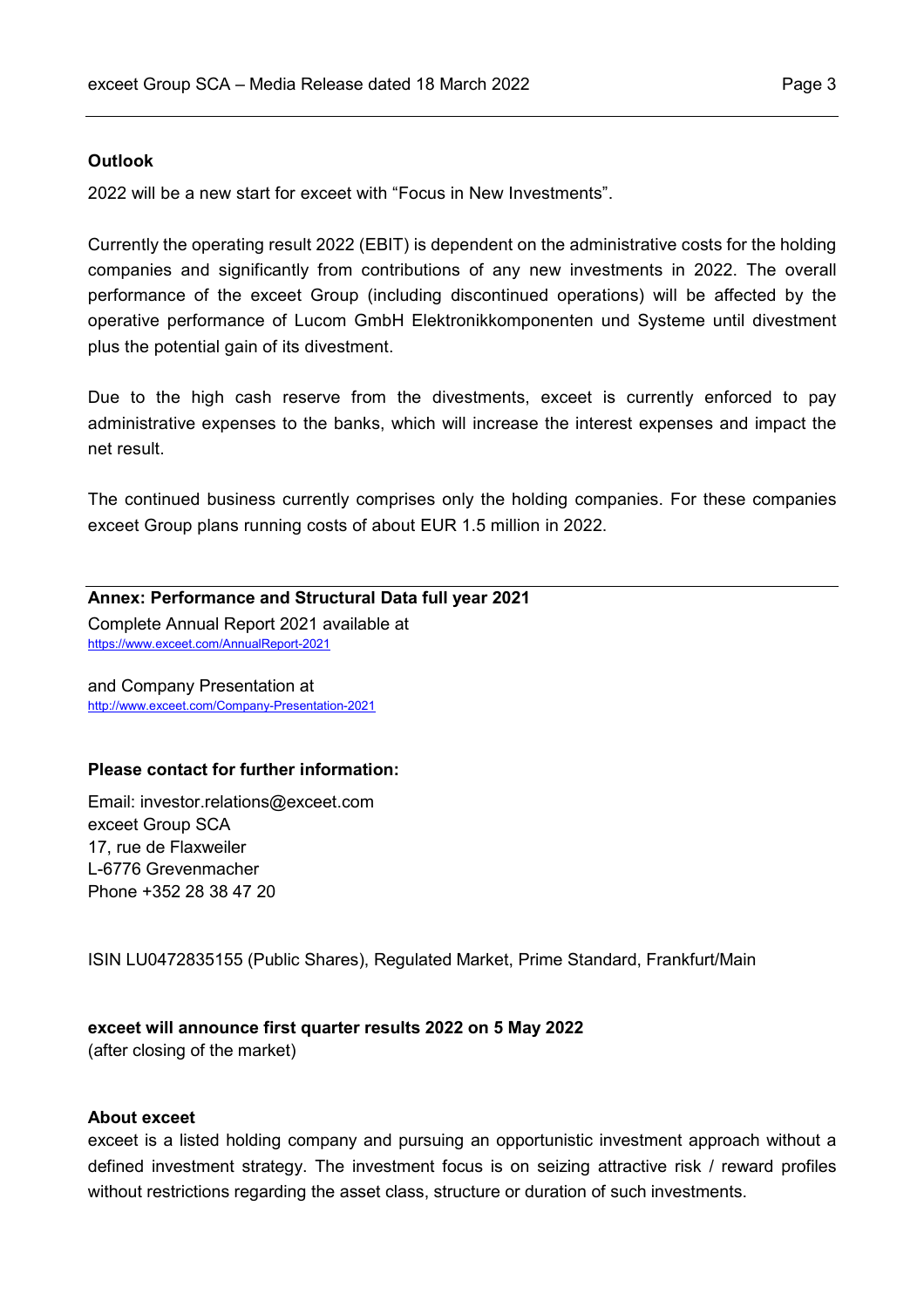## Outlook

2022 will be a new start for exceet with "Focus in New Investments".

Currently the operating result 2022 (EBIT) is dependent on the administrative costs for the holding companies and significantly from contributions of any new investments in 2022. The overall performance of the exceet Group (including discontinued operations) will be affected by the operative performance of Lucom GmbH Elektronikkomponenten und Systeme until divestment plus the potential gain of its divestment.

Due to the high cash reserve from the divestments, exceet is currently enforced to pay administrative expenses to the banks, which will increase the interest expenses and impact the net result.

The continued business currently comprises only the holding companies. For these companies exceet Group plans running costs of about EUR 1.5 million in 2022.

---

**Annex: Performance and Structural Data full year 2021**

Complete Annual Report 2021 available at
https://www.exceet.com/AnnualReport-2021

and Company Presentation at
http://www.exceet.com/Company-Presentation-2021

**Please contact for further information:**

Email: investor.relations@exceet.com
exceet Group SCA
17, rue de Flaxweiler
L-6776 Grevenmacher
Phone +352 28 38 47 20

ISIN LU0472835155 (Public Shares), Regulated Market, Prime Standard, Frankfurt/Main

**exceet will announce first quarter results 2022 on 5 May 2022**
(after closing of the market)

**About exceet**
exceet is a listed holding company and pursuing an opportunistic investment approach without a defined investment strategy. The investment focus is on seizing attractive risk / reward profiles without restrictions regarding the asset class, structure or duration of such investments.